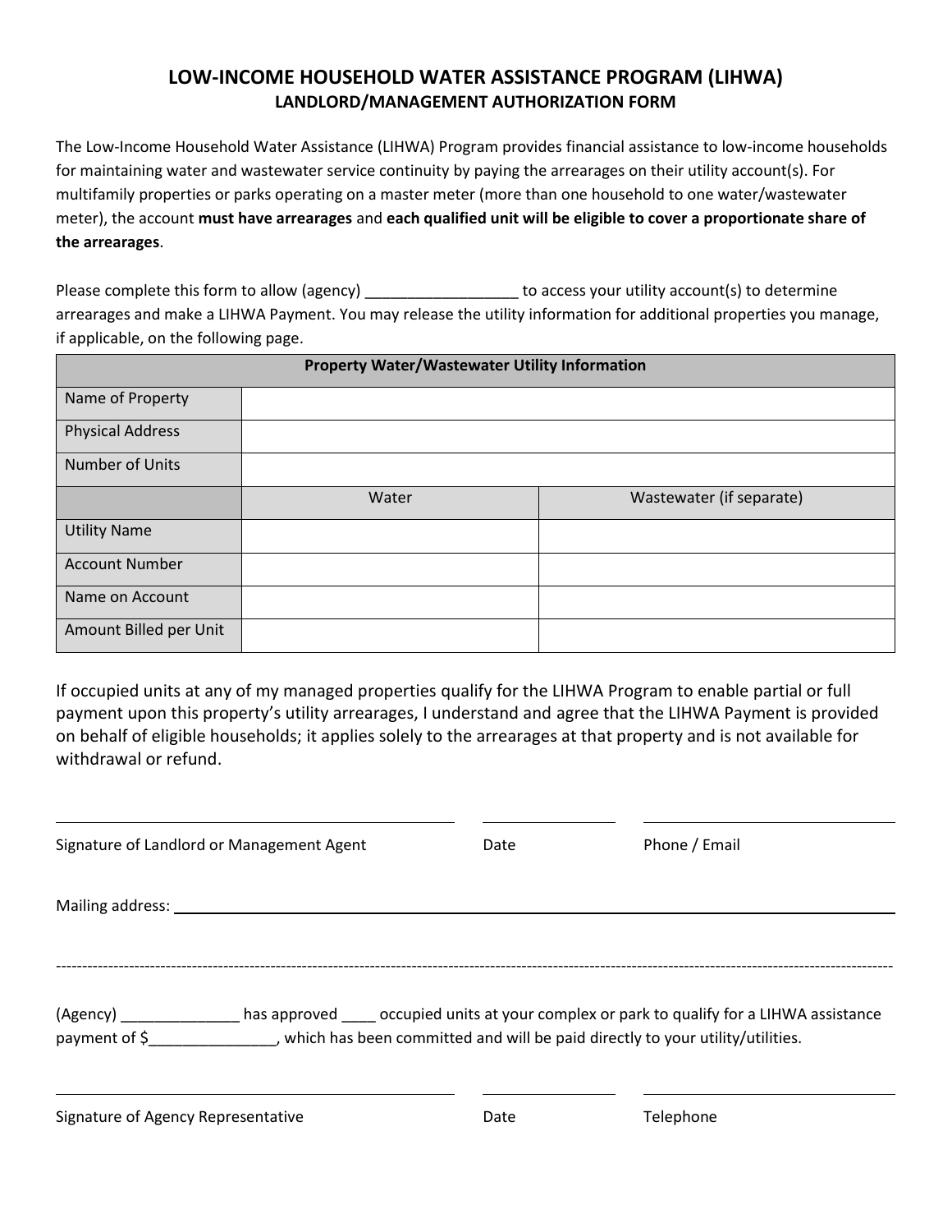# LOW-INCOME HOUSEHOLD WATER ASSISTANCE PROGRAM (LIHWA)

## LANDLORD/MANAGEMENT AUTHORIZATION FORM

The Low-Income Household Water Assistance (LIHWA) Program provides financial assistance to low-income households for maintaining water and wastewater service continuity by paying the arrearages on their utility account(s). For multifamily properties or parks operating on a master meter (more than one household to one water/wastewater meter), the account **must have arrearages** and **each qualified unit will be eligible to cover a proportionate share of the arrearages**.

Please complete this form to allow (agency) __________________ to access your utility account(s) to determine arrearages and make a LIHWA Payment. You may release the utility information for additional properties you manage, if applicable, on the following page.

| Property Water/Wastewater Utility Information | | |
|---|---|---|
| Name of Property | | |
| Physical Address | | |
| Number of Units | | |
| | Water | Wastewater (if separate) |
| Utility Name | | |
| Account Number | | |
| Name on Account | | |
| Amount Billed per Unit | | |

If occupied units at any of my managed properties qualify for the LIHWA Program to enable partial or full payment upon this property's utility arrearages, I understand and agree that the LIHWA Payment is provided on behalf of eligible households; it applies solely to the arrearages at that property and is not available for withdrawal or refund.

______________________________ ______________ ______________________

Signature of Landlord or Management Agent    Date    Phone / Email

Mailing address: ____________________________________________________________

---

(Agency) ______________ has approved ____ occupied units at your complex or park to qualify for a LIHWA assistance payment of $_______________, which has been committed and will be paid directly to your utility/utilities.

______________________________ ______________ ______________________

Signature of Agency Representative    Date    Telephone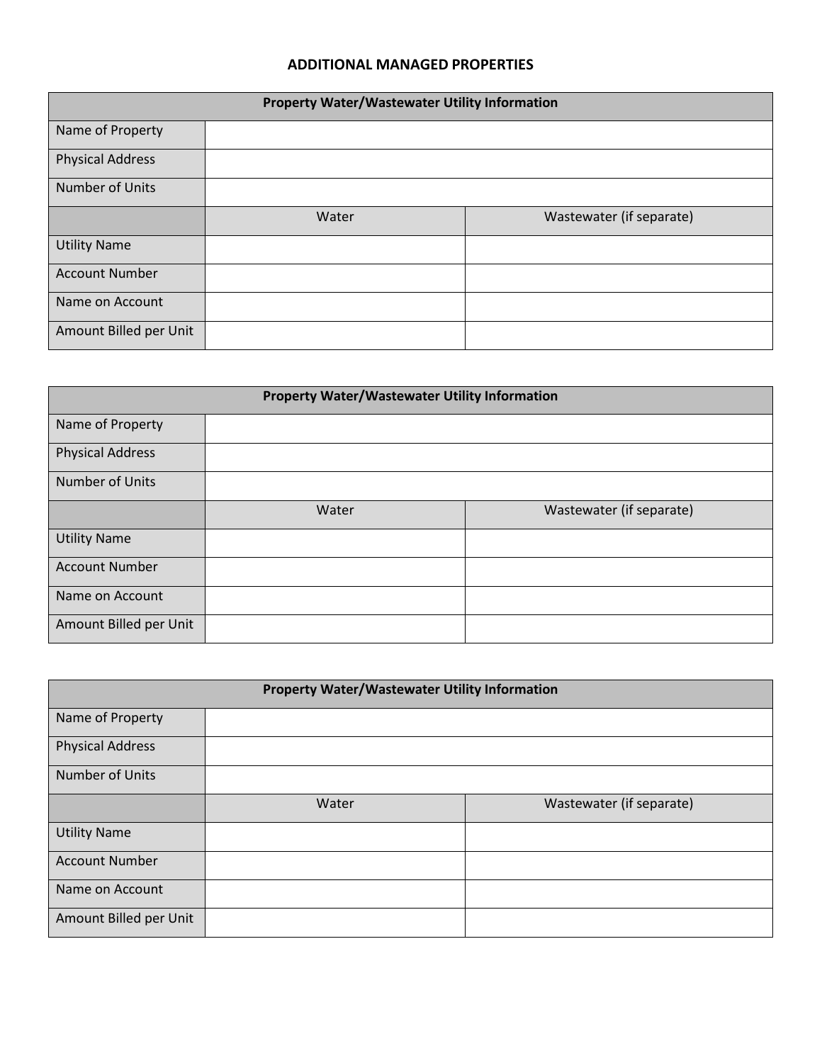## ADDITIONAL MANAGED PROPERTIES

| Property Water/Wastewater Utility Information | | |
|---|---|---|
| Name of Property | | |
| Physical Address | | |
| Number of Units | | |
| | Water | Wastewater (if separate) |
| Utility Name | | |
| Account Number | | |
| Name on Account | | |
| Amount Billed per Unit | | |

| Property Water/Wastewater Utility Information | | |
|---|---|---|
| Name of Property | | |
| Physical Address | | |
| Number of Units | | |
| | Water | Wastewater (if separate) |
| Utility Name | | |
| Account Number | | |
| Name on Account | | |
| Amount Billed per Unit | | |

| Property Water/Wastewater Utility Information | | |
|---|---|---|
| Name of Property | | |
| Physical Address | | |
| Number of Units | | |
| | Water | Wastewater (if separate) |
| Utility Name | | |
| Account Number | | |
| Name on Account | | |
| Amount Billed per Unit | | |